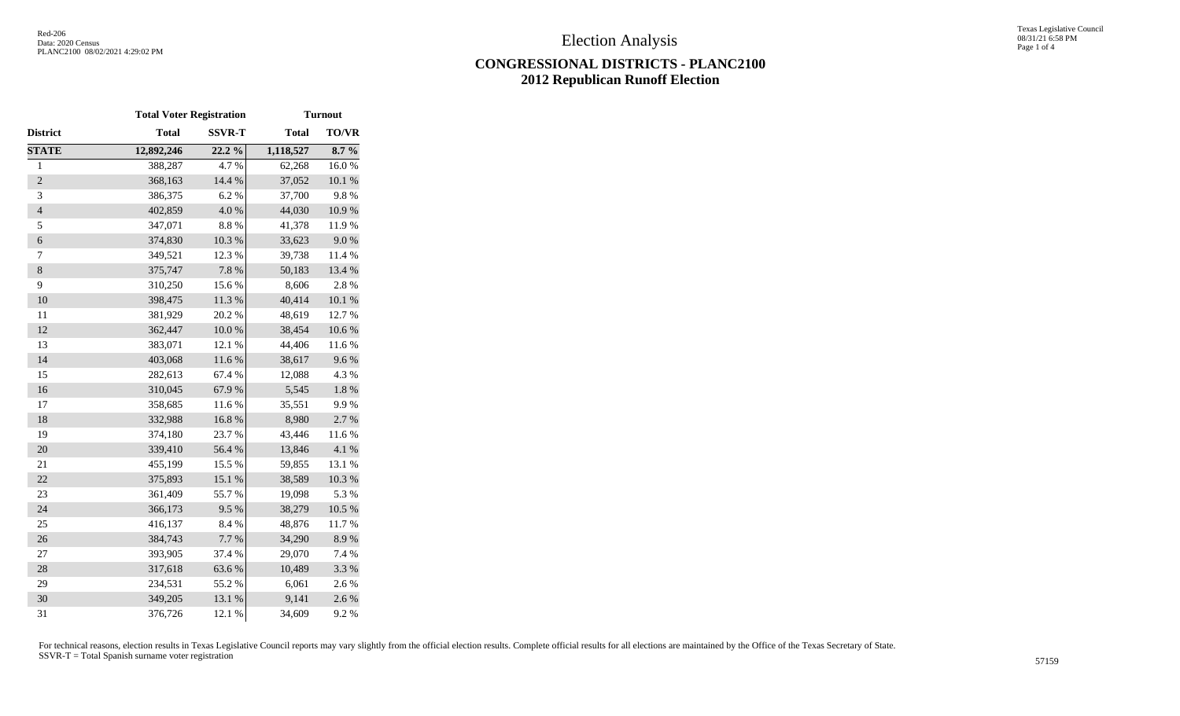# Election Analysis

## CONGRESSIONAL DISTRICTS - PLANC2100
## 2012 Republican Runoff Election

| | Total Voter Registration | | Turnout | |
|---|---|---|---|---|
| District | Total | SSVR-T | Total | TO/VR |
| **STATE** | **12,892,246** | **22.2 %** | **1,118,527** | **8.7 %** |
| 1 | 388,287 | 4.7 % | 62,268 | 16.0 % |
| 2 | 368,163 | 14.4 % | 37,052 | 10.1 % |
| 3 | 386,375 | 6.2 % | 37,700 | 9.8 % |
| 4 | 402,859 | 4.0 % | 44,030 | 10.9 % |
| 5 | 347,071 | 8.8 % | 41,378 | 11.9 % |
| 6 | 374,830 | 10.3 % | 33,623 | 9.0 % |
| 7 | 349,521 | 12.3 % | 39,738 | 11.4 % |
| 8 | 375,747 | 7.8 % | 50,183 | 13.4 % |
| 9 | 310,250 | 15.6 % | 8,606 | 2.8 % |
| 10 | 398,475 | 11.3 % | 40,414 | 10.1 % |
| 11 | 381,929 | 20.2 % | 48,619 | 12.7 % |
| 12 | 362,447 | 10.0 % | 38,454 | 10.6 % |
| 13 | 383,071 | 12.1 % | 44,406 | 11.6 % |
| 14 | 403,068 | 11.6 % | 38,617 | 9.6 % |
| 15 | 282,613 | 67.4 % | 12,088 | 4.3 % |
| 16 | 310,045 | 67.9 % | 5,545 | 1.8 % |
| 17 | 358,685 | 11.6 % | 35,551 | 9.9 % |
| 18 | 332,988 | 16.8 % | 8,980 | 2.7 % |
| 19 | 374,180 | 23.7 % | 43,446 | 11.6 % |
| 20 | 339,410 | 56.4 % | 13,846 | 4.1 % |
| 21 | 455,199 | 15.5 % | 59,855 | 13.1 % |
| 22 | 375,893 | 15.1 % | 38,589 | 10.3 % |
| 23 | 361,409 | 55.7 % | 19,098 | 5.3 % |
| 24 | 366,173 | 9.5 % | 38,279 | 10.5 % |
| 25 | 416,137 | 8.4 % | 48,876 | 11.7 % |
| 26 | 384,743 | 7.7 % | 34,290 | 8.9 % |
| 27 | 393,905 | 37.4 % | 29,070 | 7.4 % |
| 28 | 317,618 | 63.6 % | 10,489 | 3.3 % |
| 29 | 234,531 | 55.2 % | 6,061 | 2.6 % |
| 30 | 349,205 | 13.1 % | 9,141 | 2.6 % |
| 31 | 376,726 | 12.1 % | 34,609 | 9.2 % |

For technical reasons, election results in Texas Legislative Council reports may vary slightly from the official election results. Complete official results for all elections are maintained by the Office of the Texas Secretary of State.
SSVR-T = Total Spanish surname voter registration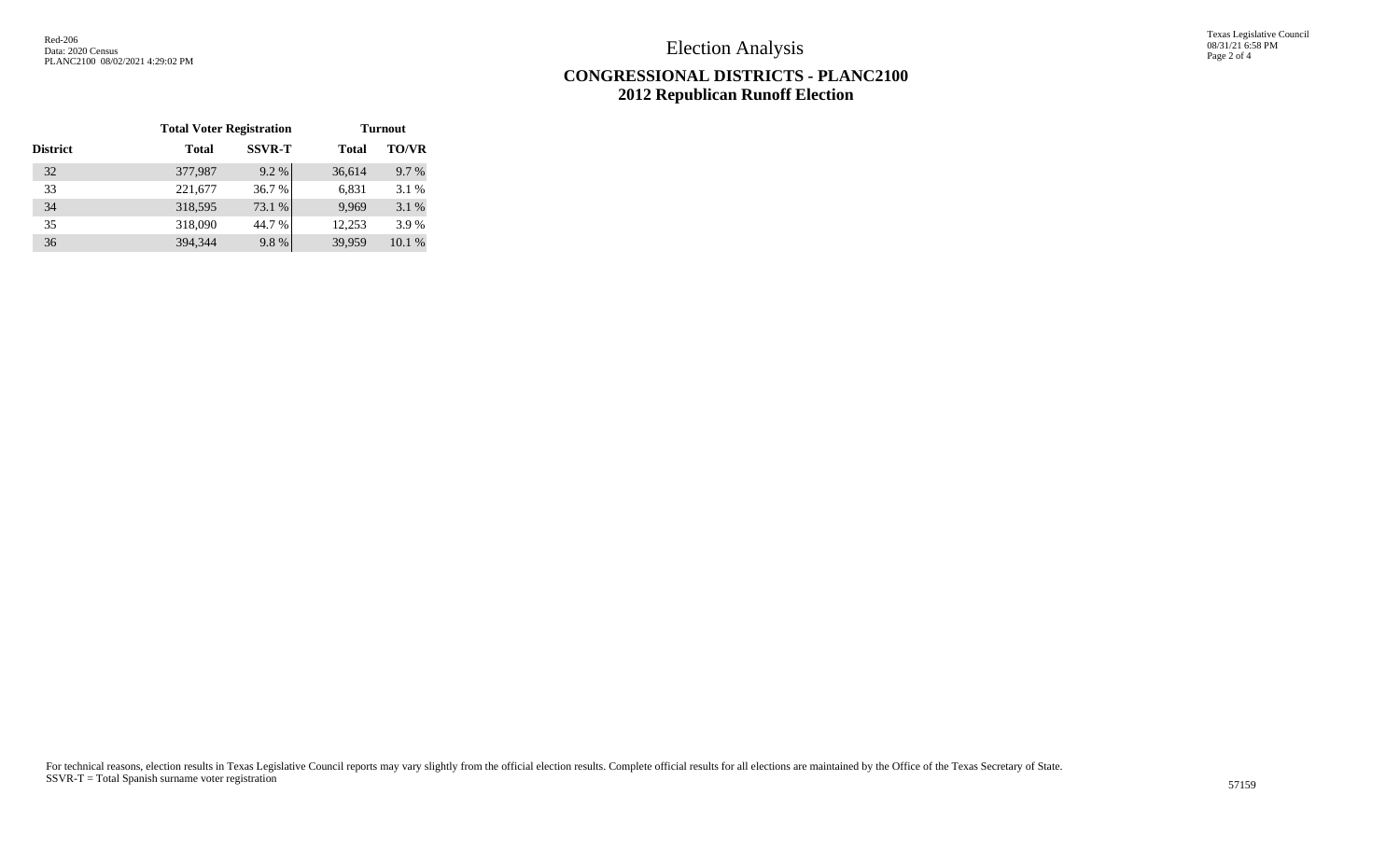# Election Analysis

## CONGRESSIONAL DISTRICTS - PLANC2100
## 2012 Republican Runoff Election

| | Total Voter Registration | | Turnout | |
|---|---|---|---|---|
| **District** | **Total** | **SSVR-T** | **Total** | **TO/VR** |
| 32 | 377,987 | 9.2 % | 36,614 | 9.7 % |
| 33 | 221,677 | 36.7 % | 6,831 | 3.1 % |
| 34 | 318,595 | 73.1 % | 9,969 | 3.1 % |
| 35 | 318,090 | 44.7 % | 12,253 | 3.9 % |
| 36 | 394,344 | 9.8 % | 39,959 | 10.1 % |

For technical reasons, election results in Texas Legislative Council reports may vary slightly from the official election results. Complete official results for all elections are maintained by the Office of the Texas Secretary of State.
SSVR-T = Total Spanish surname voter registration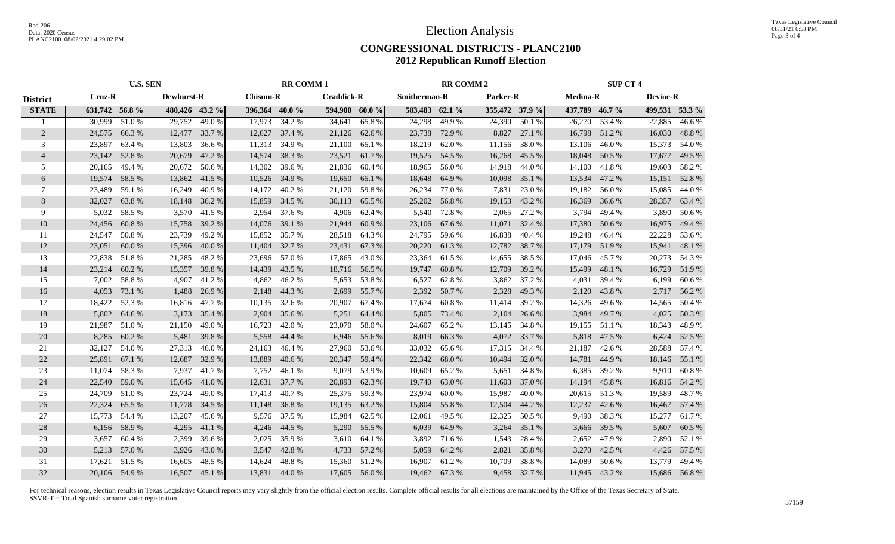# Election Analysis

## CONGRESSIONAL DISTRICTS - PLANC2100
## 2012 Republican Runoff Election

| District | U.S. SEN | | | | RR COMM 1 | | | | RR COMM 2 | | | | SUP CT 4 | | | |
|---|---|---|---|---|---|---|---|---|---|---|---|---|---|---|---|---|
| | Cruz-R | | Dewhurst-R | | Chisum-R | | Craddick-R | | Smitherman-R | | Parker-R | | Medina-R | | Devine-R | |
| STATE | 631,742 | 56.8 % | 480,426 | 43.2 % | 396,364 | 40.0 % | 594,900 | 60.0 % | 583,483 | 62.1 % | 355,472 | 37.9 % | 437,789 | 46.7 % | 499,531 | 53.3 % |
| 1 | 30,999 | 51.0 % | 29,752 | 49.0 % | 17,973 | 34.2 % | 34,641 | 65.8 % | 24,298 | 49.9 % | 24,390 | 50.1 % | 26,270 | 53.4 % | 22,885 | 46.6 % |
| 2 | 24,575 | 66.3 % | 12,477 | 33.7 % | 12,627 | 37.4 % | 21,126 | 62.6 % | 23,738 | 72.9 % | 8,827 | 27.1 % | 16,798 | 51.2 % | 16,030 | 48.8 % |
| 3 | 23,897 | 63.4 % | 13,803 | 36.6 % | 11,313 | 34.9 % | 21,100 | 65.1 % | 18,219 | 62.0 % | 11,156 | 38.0 % | 13,106 | 46.0 % | 15,373 | 54.0 % |
| 4 | 23,142 | 52.8 % | 20,679 | 47.2 % | 14,574 | 38.3 % | 23,521 | 61.7 % | 19,525 | 54.5 % | 16,268 | 45.5 % | 18,048 | 50.5 % | 17,677 | 49.5 % |
| 5 | 20,165 | 49.4 % | 20,672 | 50.6 % | 14,302 | 39.6 % | 21,836 | 60.4 % | 18,965 | 56.0 % | 14,918 | 44.0 % | 14,100 | 41.8 % | 19,603 | 58.2 % |
| 6 | 19,574 | 58.5 % | 13,862 | 41.5 % | 10,526 | 34.9 % | 19,650 | 65.1 % | 18,648 | 64.9 % | 10,098 | 35.1 % | 13,534 | 47.2 % | 15,151 | 52.8 % |
| 7 | 23,489 | 59.1 % | 16,249 | 40.9 % | 14,172 | 40.2 % | 21,120 | 59.8 % | 26,234 | 77.0 % | 7,831 | 23.0 % | 19,182 | 56.0 % | 15,085 | 44.0 % |
| 8 | 32,027 | 63.8 % | 18,148 | 36.2 % | 15,859 | 34.5 % | 30,113 | 65.5 % | 25,202 | 56.8 % | 19,153 | 43.2 % | 16,369 | 36.6 % | 28,357 | 63.4 % |
| 9 | 5,032 | 58.5 % | 3,570 | 41.5 % | 2,954 | 37.6 % | 4,906 | 62.4 % | 5,540 | 72.8 % | 2,065 | 27.2 % | 3,794 | 49.4 % | 3,890 | 50.6 % |
| 10 | 24,456 | 60.8 % | 15,758 | 39.2 % | 14,076 | 39.1 % | 21,944 | 60.9 % | 23,106 | 67.6 % | 11,071 | 32.4 % | 17,380 | 50.6 % | 16,975 | 49.4 % |
| 11 | 24,547 | 50.8 % | 23,739 | 49.2 % | 15,852 | 35.7 % | 28,518 | 64.3 % | 24,795 | 59.6 % | 16,838 | 40.4 % | 19,248 | 46.4 % | 22,228 | 53.6 % |
| 12 | 23,051 | 60.0 % | 15,396 | 40.0 % | 11,404 | 32.7 % | 23,431 | 67.3 % | 20,220 | 61.3 % | 12,782 | 38.7 % | 17,179 | 51.9 % | 15,941 | 48.1 % |
| 13 | 22,838 | 51.8 % | 21,285 | 48.2 % | 23,696 | 57.0 % | 17,865 | 43.0 % | 23,364 | 61.5 % | 14,655 | 38.5 % | 17,046 | 45.7 % | 20,273 | 54.3 % |
| 14 | 23,214 | 60.2 % | 15,357 | 39.8 % | 14,439 | 43.5 % | 18,716 | 56.5 % | 19,747 | 60.8 % | 12,709 | 39.2 % | 15,499 | 48.1 % | 16,729 | 51.9 % |
| 15 | 7,002 | 58.8 % | 4,907 | 41.2 % | 4,862 | 46.2 % | 5,653 | 53.8 % | 6,527 | 62.8 % | 3,862 | 37.2 % | 4,031 | 39.4 % | 6,199 | 60.6 % |
| 16 | 4,053 | 73.1 % | 1,488 | 26.9 % | 2,148 | 44.3 % | 2,699 | 55.7 % | 2,392 | 50.7 % | 2,328 | 49.3 % | 2,120 | 43.8 % | 2,717 | 56.2 % |
| 17 | 18,422 | 52.3 % | 16,816 | 47.7 % | 10,135 | 32.6 % | 20,907 | 67.4 % | 17,674 | 60.8 % | 11,414 | 39.2 % | 14,326 | 49.6 % | 14,565 | 50.4 % |
| 18 | 5,802 | 64.6 % | 3,173 | 35.4 % | 2,904 | 35.6 % | 5,251 | 64.4 % | 5,805 | 73.4 % | 2,104 | 26.6 % | 3,984 | 49.7 % | 4,025 | 50.3 % |
| 19 | 21,987 | 51.0 % | 21,150 | 49.0 % | 16,723 | 42.0 % | 23,070 | 58.0 % | 24,607 | 65.2 % | 13,145 | 34.8 % | 19,155 | 51.1 % | 18,343 | 48.9 % |
| 20 | 8,285 | 60.2 % | 5,481 | 39.8 % | 5,558 | 44.4 % | 6,946 | 55.6 % | 8,019 | 66.3 % | 4,072 | 33.7 % | 5,818 | 47.5 % | 6,424 | 52.5 % |
| 21 | 32,127 | 54.0 % | 27,313 | 46.0 % | 24,163 | 46.4 % | 27,960 | 53.6 % | 33,032 | 65.6 % | 17,315 | 34.4 % | 21,187 | 42.6 % | 28,588 | 57.4 % |
| 22 | 25,891 | 67.1 % | 12,687 | 32.9 % | 13,889 | 40.6 % | 20,347 | 59.4 % | 22,342 | 68.0 % | 10,494 | 32.0 % | 14,781 | 44.9 % | 18,146 | 55.1 % |
| 23 | 11,074 | 58.3 % | 7,937 | 41.7 % | 7,752 | 46.1 % | 9,079 | 53.9 % | 10,609 | 65.2 % | 5,651 | 34.8 % | 6,385 | 39.2 % | 9,910 | 60.8 % |
| 24 | 22,540 | 59.0 % | 15,645 | 41.0 % | 12,631 | 37.7 % | 20,893 | 62.3 % | 19,740 | 63.0 % | 11,603 | 37.0 % | 14,194 | 45.8 % | 16,816 | 54.2 % |
| 25 | 24,709 | 51.0 % | 23,724 | 49.0 % | 17,413 | 40.7 % | 25,375 | 59.3 % | 23,974 | 60.0 % | 15,987 | 40.0 % | 20,615 | 51.3 % | 19,589 | 48.7 % |
| 26 | 22,324 | 65.5 % | 11,778 | 34.5 % | 11,148 | 36.8 % | 19,135 | 63.2 % | 15,804 | 55.8 % | 12,504 | 44.2 % | 12,237 | 42.6 % | 16,467 | 57.4 % |
| 27 | 15,773 | 54.4 % | 13,207 | 45.6 % | 9,576 | 37.5 % | 15,984 | 62.5 % | 12,061 | 49.5 % | 12,325 | 50.5 % | 9,490 | 38.3 % | 15,277 | 61.7 % |
| 28 | 6,156 | 58.9 % | 4,295 | 41.1 % | 4,246 | 44.5 % | 5,290 | 55.5 % | 6,039 | 64.9 % | 3,264 | 35.1 % | 3,666 | 39.5 % | 5,607 | 60.5 % |
| 29 | 3,657 | 60.4 % | 2,399 | 39.6 % | 2,025 | 35.9 % | 3,610 | 64.1 % | 3,892 | 71.6 % | 1,543 | 28.4 % | 2,652 | 47.9 % | 2,890 | 52.1 % |
| 30 | 5,213 | 57.0 % | 3,926 | 43.0 % | 3,547 | 42.8 % | 4,733 | 57.2 % | 5,059 | 64.2 % | 2,821 | 35.8 % | 3,270 | 42.5 % | 4,426 | 57.5 % |
| 31 | 17,621 | 51.5 % | 16,605 | 48.5 % | 14,624 | 48.8 % | 15,360 | 51.2 % | 16,907 | 61.2 % | 10,709 | 38.8 % | 14,089 | 50.6 % | 13,779 | 49.4 % |
| 32 | 20,106 | 54.9 % | 16,507 | 45.1 % | 13,831 | 44.0 % | 17,605 | 56.0 % | 19,462 | 67.3 % | 9,458 | 32.7 % | 11,945 | 43.2 % | 15,686 | 56.8 % |

For technical reasons, election results in Texas Legislative Council reports may vary slightly from the official election results. Complete official results for all elections are maintained by the Office of the Texas Secretary of State.
SSVR-T = Total Spanish surname voter registration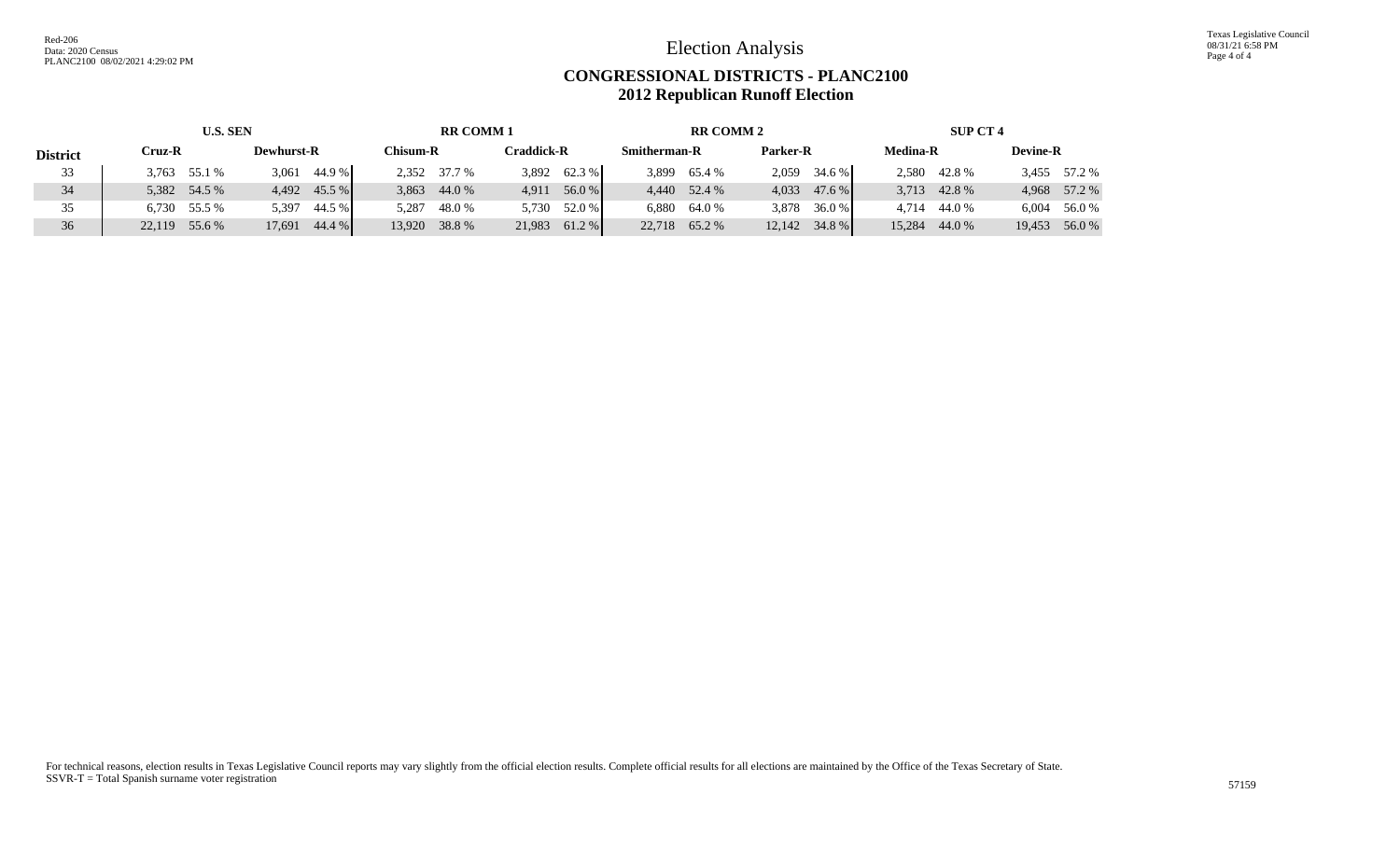Red-206
Data: 2020 Census
PLANC2100 08/02/2021 4:29:02 PM

# Election Analysis

## CONGRESSIONAL DISTRICTS - PLANC2100
## 2012 Republican Runoff Election

Texas Legislative Council
08/31/21 6:58 PM

| | U.S. SEN | | | | RR COMM 1 | | | | RR COMM 2 | | | | SUP CT 4 | | | |
|---|---|---|---|---|---|---|---|---|---|---|---|---|---|---|---|---|
| District | Cruz-R | | Dewhurst-R | | Chisum-R | | Craddick-R | | Smitherman-R | | Parker-R | | Medina-R | | Devine-R | |
| 33 | 3,763 | 55.1 % | 3,061 | 44.9 % | 2,352 | 37.7 % | 3,892 | 62.3 % | 3,899 | 65.4 % | 2,059 | 34.6 % | 2,580 | 42.8 % | 3,455 | 57.2 % |
| 34 | 5,382 | 54.5 % | 4,492 | 45.5 % | 3,863 | 44.0 % | 4,911 | 56.0 % | 4,440 | 52.4 % | 4,033 | 47.6 % | 3,713 | 42.8 % | 4,968 | 57.2 % |
| 35 | 6,730 | 55.5 % | 5,397 | 44.5 % | 5,287 | 48.0 % | 5,730 | 52.0 % | 6,880 | 64.0 % | 3,878 | 36.0 % | 4,714 | 44.0 % | 6,004 | 56.0 % |
| 36 | 22,119 | 55.6 % | 17,691 | 44.4 % | 13,920 | 38.8 % | 21,983 | 61.2 % | 22,718 | 65.2 % | 12,142 | 34.8 % | 15,284 | 44.0 % | 19,453 | 56.0 % |

For technical reasons, election results in Texas Legislative Council reports may vary slightly from the official election results. Complete official results for all elections are maintained by the Office of the Texas Secretary of State.
SSVR-T = Total Spanish surname voter registration

57159